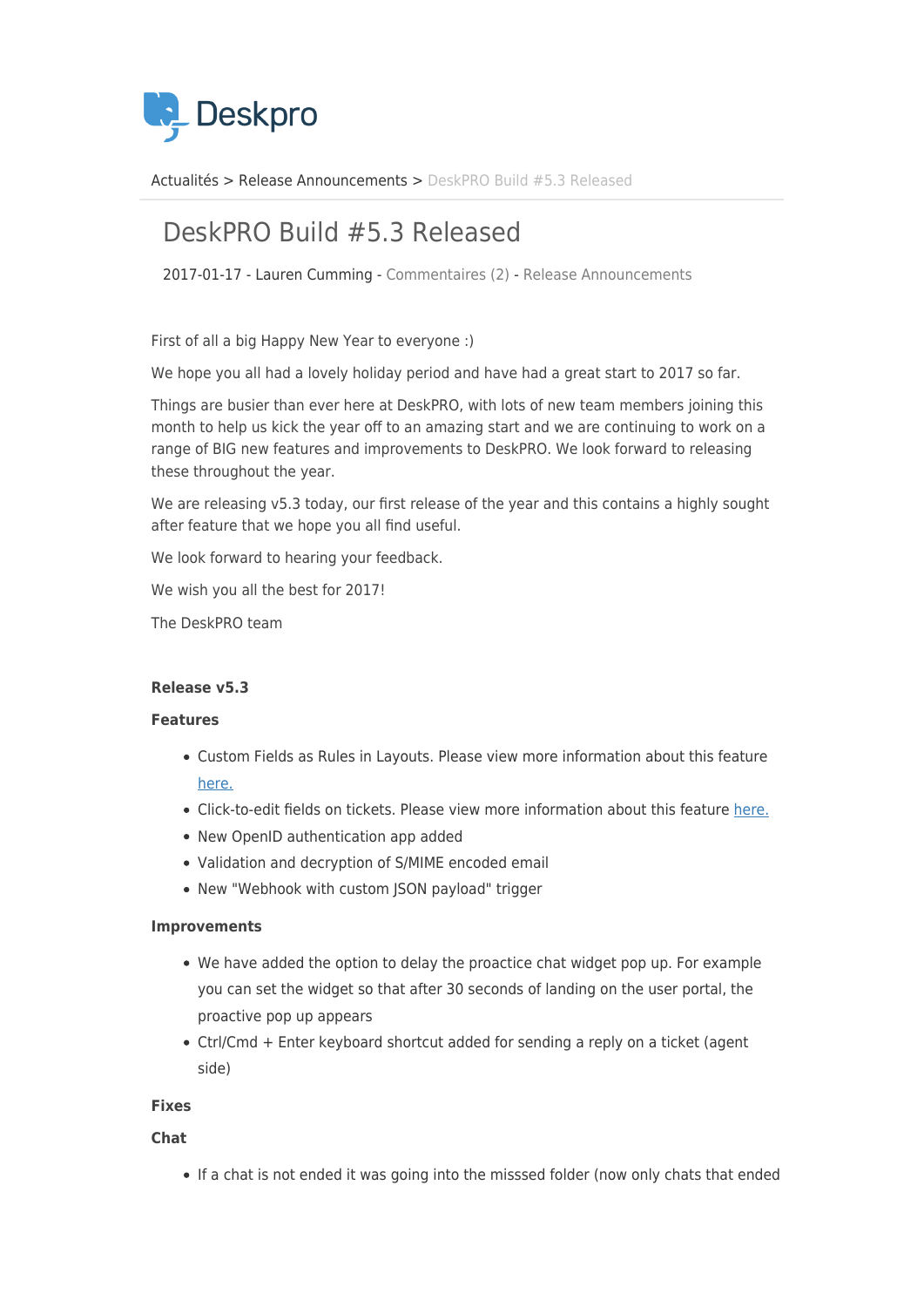Deskpro

Actualités > Release Announcements > DeskPRO Build #5.3 Released

# DeskPRO Build #5.3 Released

2017-01-17 - Lauren Cumming - Commentaires (2) - Release Announcements

First of all a big Happy New Year to everyone :)

We hope you all had a lovely holiday period and have had a great start to 2017 so far.

Things are busier than ever here at DeskPRO, with lots of new team members joining this month to help us kick the year off to an amazing start and we are continuing to work on a range of BIG new features and improvements to DeskPRO. We look forward to releasing these throughout the year.

We are releasing v5.3 today, our first release of the year and this contains a highly sought after feature that we hope you all find useful.

We look forward to hearing your feedback.

We wish you all the best for 2017!

The DeskPRO team

**Release v5.3**

**Features**

- Custom Fields as Rules in Layouts. Please view more information about this feature here.
- Click-to-edit fields on tickets. Please view more information about this feature here.
- New OpenID authentication app added
- Validation and decryption of S/MIME encoded email
- New "Webhook with custom JSON payload" trigger

**Improvements**

- We have added the option to delay the proactice chat widget pop up. For example you can set the widget so that after 30 seconds of landing on the user portal, the proactive pop up appears
- Ctrl/Cmd + Enter keyboard shortcut added for sending a reply on a ticket (agent side)

**Fixes**

**Chat**

- If a chat is not ended it was going into the misssed folder (now only chats that ended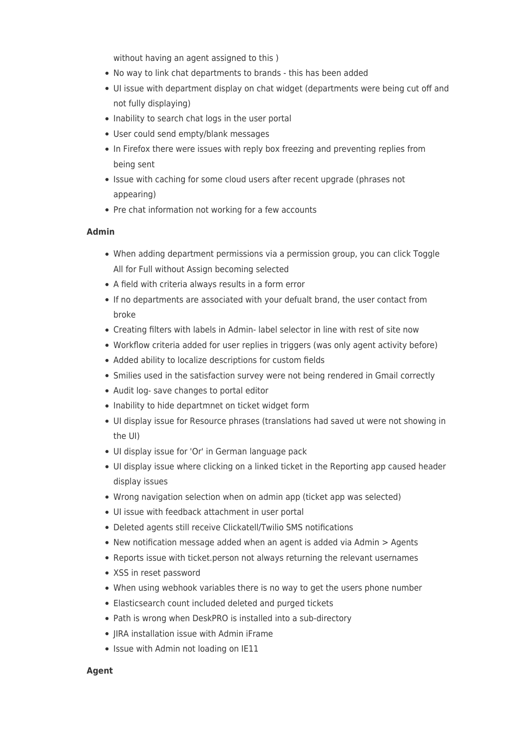without having an agent assigned to this )

- No way to link chat departments to brands - this has been added
- UI issue with department display on chat widget (departments were being cut off and not fully displaying)
- Inability to search chat logs in the user portal
- User could send empty/blank messages
- In Firefox there were issues with reply box freezing and preventing replies from being sent
- Issue with caching for some cloud users after recent upgrade (phrases not appearing)
- Pre chat information not working for a few accounts

**Admin**

- When adding department permissions via a permission group, you can click Toggle All for Full without Assign becoming selected
- A field with criteria always results in a form error
- If no departments are associated with your defualt brand, the user contact from broke
- Creating filters with labels in Admin- label selector in line with rest of site now
- Workflow criteria added for user replies in triggers (was only agent activity before)
- Added ability to localize descriptions for custom fields
- Smilies used in the satisfaction survey were not being rendered in Gmail correctly
- Audit log- save changes to portal editor
- Inability to hide departmnet on ticket widget form
- UI display issue for Resource phrases (translations had saved ut were not showing in the UI)
- UI display issue for 'Or' in German language pack
- UI display issue where clicking on a linked ticket in the Reporting app caused header display issues
- Wrong navigation selection when on admin app (ticket app was selected)
- UI issue with feedback attachment in user portal
- Deleted agents still receive Clickatell/Twilio SMS notifications
- New notification message added when an agent is added via Admin > Agents
- Reports issue with ticket.person not always returning the relevant usernames
- XSS in reset password
- When using webhook variables there is no way to get the users phone number
- Elasticsearch count included deleted and purged tickets
- Path is wrong when DeskPRO is installed into a sub-directory
- JIRA installation issue with Admin iFrame
- Issue with Admin not loading on IE11

**Agent**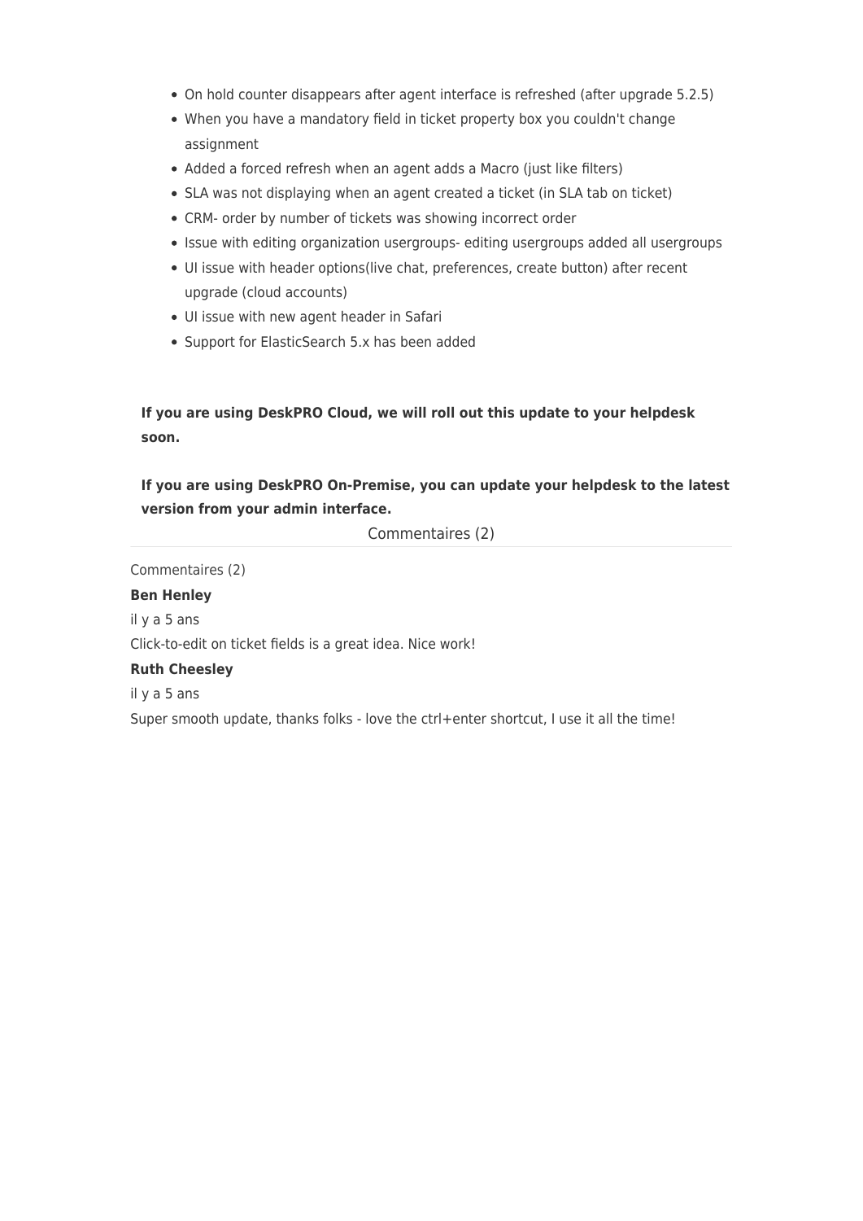- On hold counter disappears after agent interface is refreshed (after upgrade 5.2.5)
- When you have a mandatory field in ticket property box you couldn't change assignment
- Added a forced refresh when an agent adds a Macro (just like filters)
- SLA was not displaying when an agent created a ticket (in SLA tab on ticket)
- CRM- order by number of tickets was showing incorrect order
- Issue with editing organization usergroups- editing usergroups added all usergroups
- UI issue with header options(live chat, preferences, create button) after recent upgrade (cloud accounts)
- UI issue with new agent header in Safari
- Support for ElasticSearch 5.x has been added

**If you are using DeskPRO Cloud, we will roll out this update to your helpdesk soon.**

**If you are using DeskPRO On-Premise, you can update your helpdesk to the latest version from your admin interface.**

Commentaires (2)

Commentaires (2)

**Ben Henley**

il y a 5 ans

Click-to-edit on ticket fields is a great idea. Nice work!

**Ruth Cheesley**

il y a 5 ans

Super smooth update, thanks folks - love the ctrl+enter shortcut, I use it all the time!